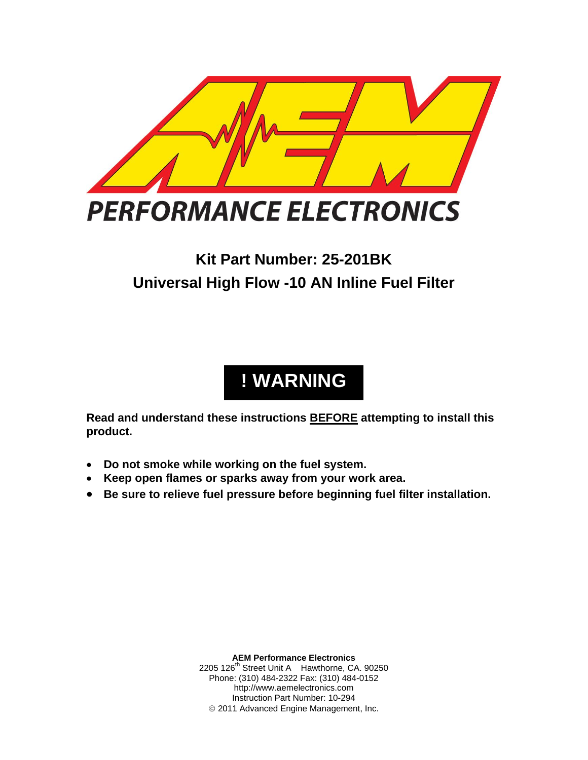# AEM PERFORMANCE ELECTRONICS

## Kit Part Number: 25-201BK
## Universal High Flow -10 AN Inline Fuel Filter

### ! WARNING

**Read and understand these instructions BEFORE attempting to install this product.**

- **Do not smoke while working on the fuel system.**
- **Keep open flames or sparks away from your work area.**
- **Be sure to relieve fuel pressure before beginning fuel filter installation.**

**AEM Performance Electronics**
2205 126th Street Unit A Hawthorne, CA. 90250
Phone: (310) 484-2322 Fax: (310) 484-0152
http://www.aemelectronics.com
Instruction Part Number: 10-294
© 2011 Advanced Engine Management, Inc.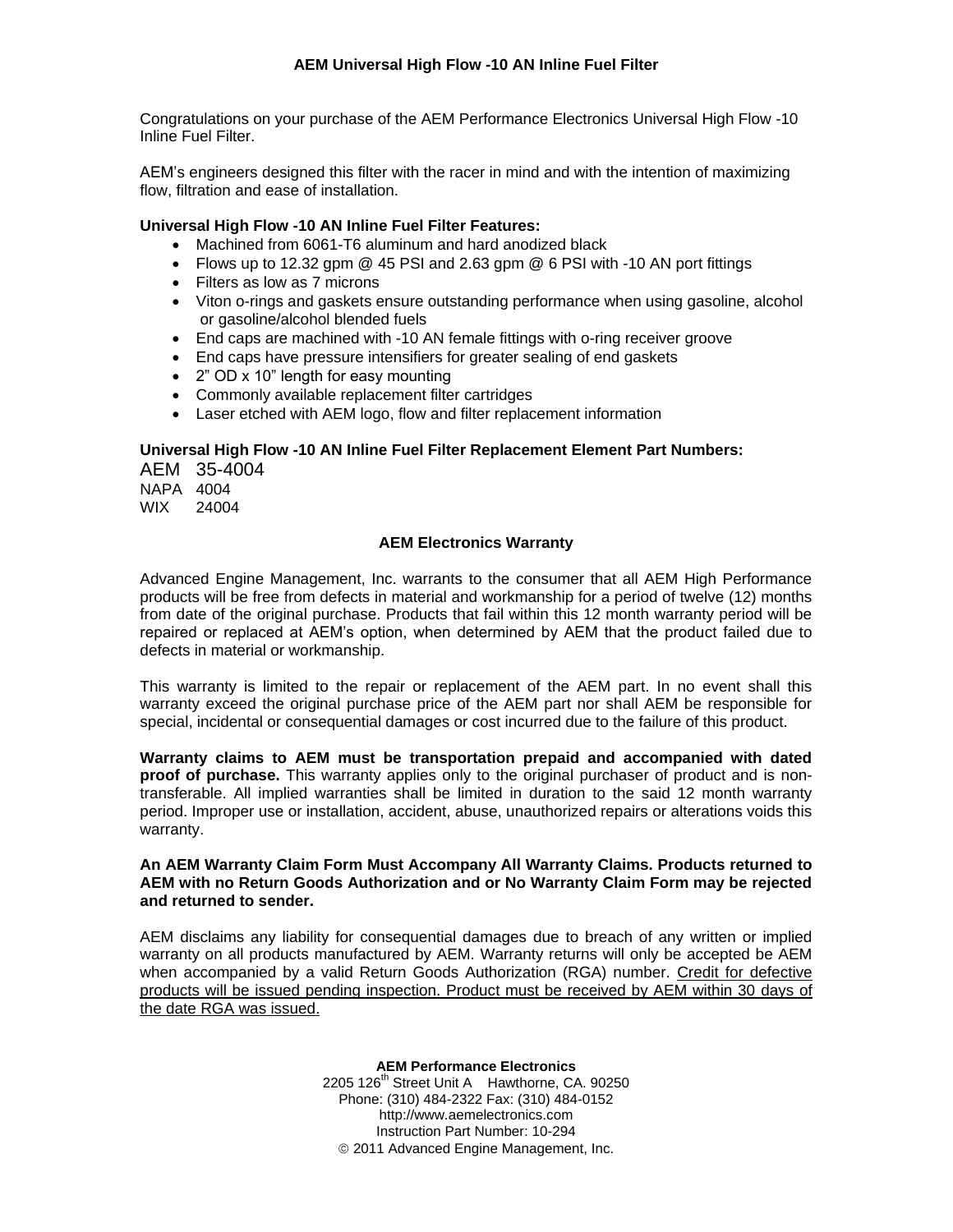# AEM Universal High Flow -10 AN Inline Fuel Filter

Congratulations on your purchase of the AEM Performance Electronics Universal High Flow -10 Inline Fuel Filter.

AEM's engineers designed this filter with the racer in mind and with the intention of maximizing flow, filtration and ease of installation.

**Universal High Flow -10 AN Inline Fuel Filter Features:**

- Machined from 6061-T6 aluminum and hard anodized black
- Flows up to 12.32 gpm @ 45 PSI and 2.63 gpm @ 6 PSI with -10 AN port fittings
- Filters as low as 7 microns
- Viton o-rings and gaskets ensure outstanding performance when using gasoline, alcohol or gasoline/alcohol blended fuels
- End caps are machined with -10 AN female fittings with o-ring receiver groove
- End caps have pressure intensifiers for greater sealing of end gaskets
- 2" OD x 10" length for easy mounting
- Commonly available replacement filter cartridges
- Laser etched with AEM logo, flow and filter replacement information

**Universal High Flow -10 AN Inline Fuel Filter Replacement Element Part Numbers:**

AEM 35-4004
NAPA 4004
WIX 24004

## AEM Electronics Warranty

Advanced Engine Management, Inc. warrants to the consumer that all AEM High Performance products will be free from defects in material and workmanship for a period of twelve (12) months from date of the original purchase. Products that fail within this 12 month warranty period will be repaired or replaced at AEM's option, when determined by AEM that the product failed due to defects in material or workmanship.

This warranty is limited to the repair or replacement of the AEM part. In no event shall this warranty exceed the original purchase price of the AEM part nor shall AEM be responsible for special, incidental or consequential damages or cost incurred due to the failure of this product.

**Warranty claims to AEM must be transportation prepaid and accompanied with dated proof of purchase.** This warranty applies only to the original purchaser of product and is non-transferable. All implied warranties shall be limited in duration to the said 12 month warranty period. Improper use or installation, accident, abuse, unauthorized repairs or alterations voids this warranty.

**An AEM Warranty Claim Form Must Accompany All Warranty Claims. Products returned to AEM with no Return Goods Authorization and or No Warranty Claim Form may be rejected and returned to sender.**

AEM disclaims any liability for consequential damages due to breach of any written or implied warranty on all products manufactured by AEM. Warranty returns will only be accepted be AEM when accompanied by a valid Return Goods Authorization (RGA) number. Credit for defective products will be issued pending inspection. Product must be received by AEM within 30 days of the date RGA was issued.

**AEM Performance Electronics**
2205 126th Street Unit A Hawthorne, CA. 90250
Phone: (310) 484-2322 Fax: (310) 484-0152
http://www.aemelectronics.com
Instruction Part Number: 10-294
© 2011 Advanced Engine Management, Inc.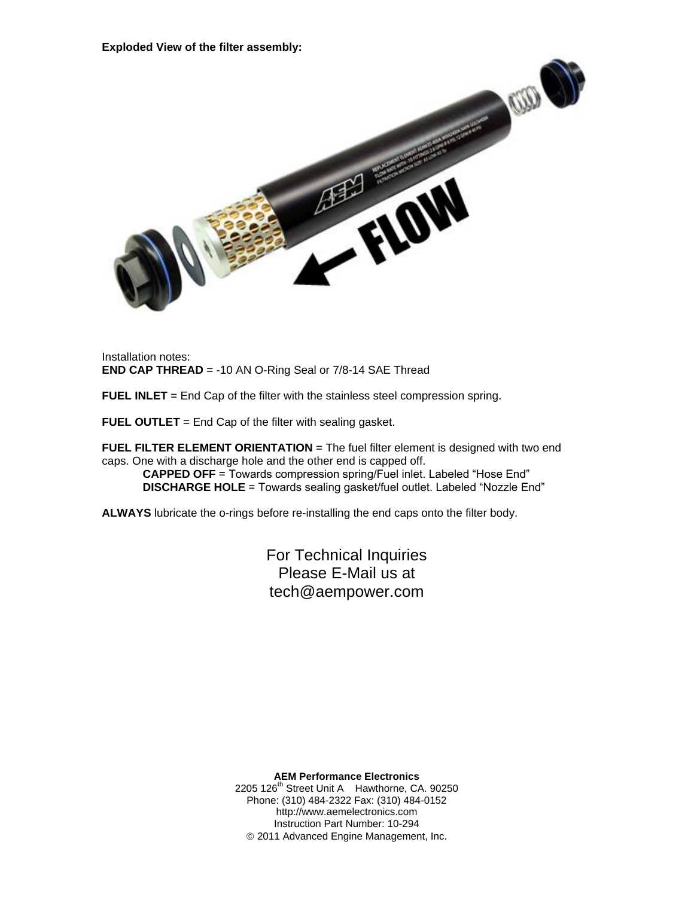**Exploded View of the filter assembly:**

Installation notes:
**END CAP THREAD** = -10 AN O-Ring Seal or 7/8-14 SAE Thread

**FUEL INLET** = End Cap of the filter with the stainless steel compression spring.

**FUEL OUTLET** = End Cap of the filter with sealing gasket.

**FUEL FILTER ELEMENT ORIENTATION** = The fuel filter element is designed with two end caps. One with a discharge hole and the other end is capped off.

- **CAPPED OFF** = Towards compression spring/Fuel inlet. Labeled "Hose End"
- **DISCHARGE HOLE** = Towards sealing gasket/fuel outlet. Labeled "Nozzle End"

**ALWAYS** lubricate the o-rings before re-installing the end caps onto the filter body.

For Technical Inquiries
Please E-Mail us at
tech@aempower.com

**AEM Performance Electronics**
2205 126th Street Unit A Hawthorne, CA. 90250
Phone: (310) 484-2322 Fax: (310) 484-0152
http://www.aemelectronics.com
Instruction Part Number: 10-294
© 2011 Advanced Engine Management, Inc.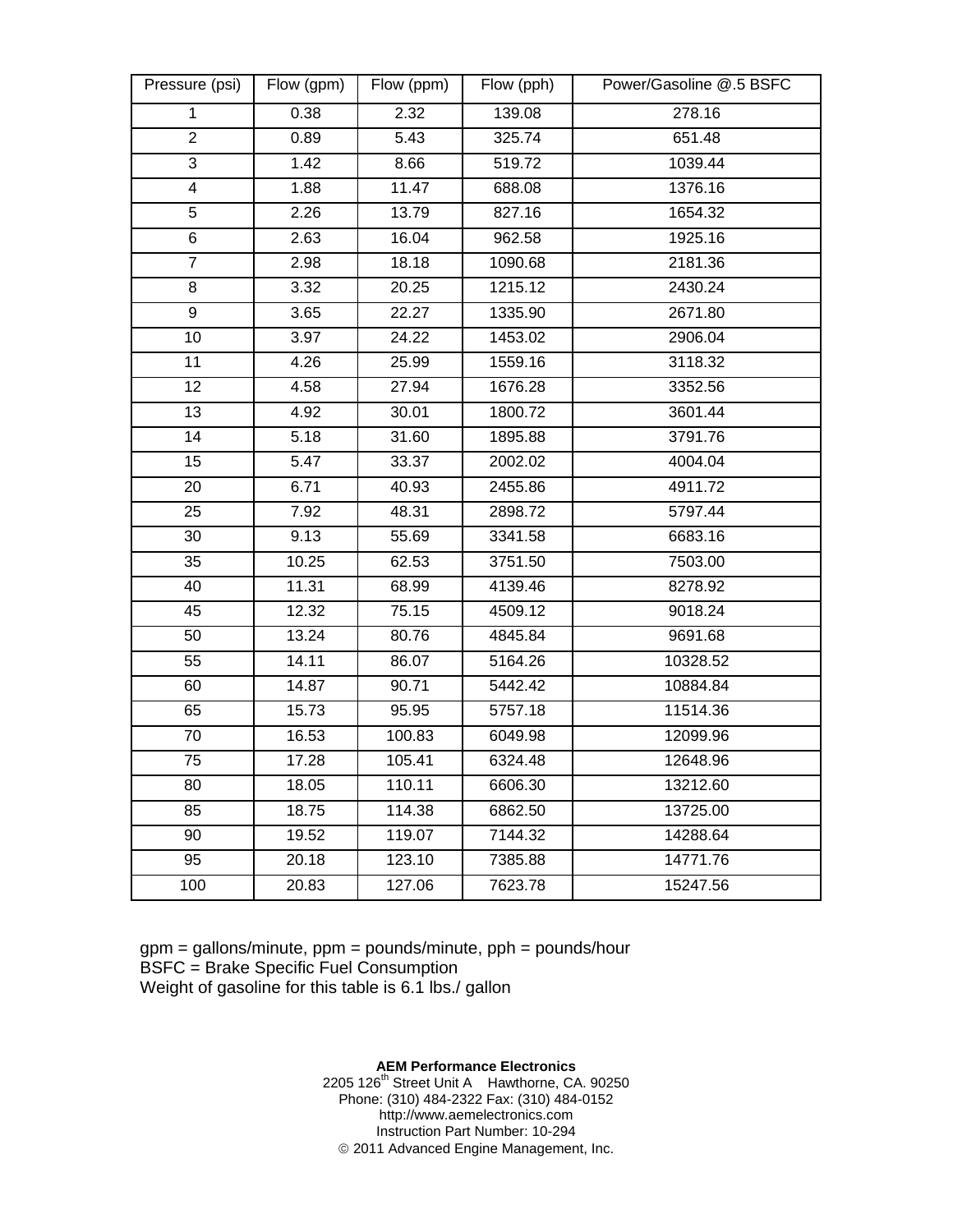| Pressure (psi) | Flow (gpm) | Flow (ppm) | Flow (pph) | Power/Gasoline @.5 BSFC |
|---|---|---|---|---|
| 1 | 0.38 | 2.32 | 139.08 | 278.16 |
| 2 | 0.89 | 5.43 | 325.74 | 651.48 |
| 3 | 1.42 | 8.66 | 519.72 | 1039.44 |
| 4 | 1.88 | 11.47 | 688.08 | 1376.16 |
| 5 | 2.26 | 13.79 | 827.16 | 1654.32 |
| 6 | 2.63 | 16.04 | 962.58 | 1925.16 |
| 7 | 2.98 | 18.18 | 1090.68 | 2181.36 |
| 8 | 3.32 | 20.25 | 1215.12 | 2430.24 |
| 9 | 3.65 | 22.27 | 1335.90 | 2671.80 |
| 10 | 3.97 | 24.22 | 1453.02 | 2906.04 |
| 11 | 4.26 | 25.99 | 1559.16 | 3118.32 |
| 12 | 4.58 | 27.94 | 1676.28 | 3352.56 |
| 13 | 4.92 | 30.01 | 1800.72 | 3601.44 |
| 14 | 5.18 | 31.60 | 1895.88 | 3791.76 |
| 15 | 5.47 | 33.37 | 2002.02 | 4004.04 |
| 20 | 6.71 | 40.93 | 2455.86 | 4911.72 |
| 25 | 7.92 | 48.31 | 2898.72 | 5797.44 |
| 30 | 9.13 | 55.69 | 3341.58 | 6683.16 |
| 35 | 10.25 | 62.53 | 3751.50 | 7503.00 |
| 40 | 11.31 | 68.99 | 4139.46 | 8278.92 |
| 45 | 12.32 | 75.15 | 4509.12 | 9018.24 |
| 50 | 13.24 | 80.76 | 4845.84 | 9691.68 |
| 55 | 14.11 | 86.07 | 5164.26 | 10328.52 |
| 60 | 14.87 | 90.71 | 5442.42 | 10884.84 |
| 65 | 15.73 | 95.95 | 5757.18 | 11514.36 |
| 70 | 16.53 | 100.83 | 6049.98 | 12099.96 |
| 75 | 17.28 | 105.41 | 6324.48 | 12648.96 |
| 80 | 18.05 | 110.11 | 6606.30 | 13212.60 |
| 85 | 18.75 | 114.38 | 6862.50 | 13725.00 |
| 90 | 19.52 | 119.07 | 7144.32 | 14288.64 |
| 95 | 20.18 | 123.10 | 7385.88 | 14771.76 |
| 100 | 20.83 | 127.06 | 7623.78 | 15247.56 |

gpm = gallons/minute, ppm = pounds/minute, pph = pounds/hour
BSFC = Brake Specific Fuel Consumption
Weight of gasoline for this table is 6.1 lbs./ gallon

**AEM Performance Electronics**
2205 126th Street Unit A Hawthorne, CA. 90250
Phone: (310) 484-2322 Fax: (310) 484-0152
http://www.aemelectronics.com
Instruction Part Number: 10-294
© 2011 Advanced Engine Management, Inc.